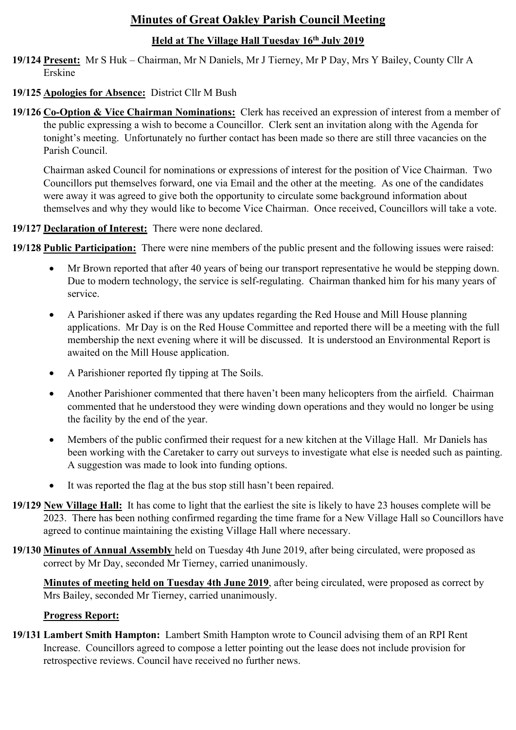# Minutes of Great Oakley Parish Council Meeting

## Held at The Village Hall Tuesday 16th July 2019

**19/124 Present:** Mr S Huk – Chairman, Mr N Daniels, Mr J Tierney, Mr P Day, Mrs Y Bailey, County Cllr A Erskine

**19/125 Apologies for Absence:** District Cllr M Bush

**19/126 Co-Option & Vice Chairman Nominations:** Clerk has received an expression of interest from a member of the public expressing a wish to become a Councillor. Clerk sent an invitation along with the Agenda for tonight's meeting. Unfortunately no further contact has been made so there are still three vacancies on the Parish Council.

Chairman asked Council for nominations or expressions of interest for the position of Vice Chairman. Two Councillors put themselves forward, one via Email and the other at the meeting. As one of the candidates were away it was agreed to give both the opportunity to circulate some background information about themselves and why they would like to become Vice Chairman. Once received, Councillors will take a vote.

**19/127 Declaration of Interest:** There were none declared.

**19/128 Public Participation:** There were nine members of the public present and the following issues were raised:

- Mr Brown reported that after 40 years of being our transport representative he would be stepping down. Due to modern technology, the service is self-regulating. Chairman thanked him for his many years of service.
- A Parishioner asked if there was any updates regarding the Red House and Mill House planning applications. Mr Day is on the Red House Committee and reported there will be a meeting with the full membership the next evening where it will be discussed. It is understood an Environmental Report is awaited on the Mill House application.
- A Parishioner reported fly tipping at The Soils.
- Another Parishioner commented that there haven't been many helicopters from the airfield. Chairman commented that he understood they were winding down operations and they would no longer be using the facility by the end of the year.
- Members of the public confirmed their request for a new kitchen at the Village Hall. Mr Daniels has been working with the Caretaker to carry out surveys to investigate what else is needed such as painting. A suggestion was made to look into funding options.
- It was reported the flag at the bus stop still hasn't been repaired.

**19/129 New Village Hall:** It has come to light that the earliest the site is likely to have 23 houses complete will be 2023. There has been nothing confirmed regarding the time frame for a New Village Hall so Councillors have agreed to continue maintaining the existing Village Hall where necessary.

**19/130 Minutes of Annual Assembly** held on Tuesday 4th June 2019, after being circulated, were proposed as correct by Mr Day, seconded Mr Tierney, carried unanimously.

**Minutes of meeting held on Tuesday 4th June 2019**, after being circulated, were proposed as correct by Mrs Bailey, seconded Mr Tierney, carried unanimously.

**Progress Report:**

**19/131 Lambert Smith Hampton:** Lambert Smith Hampton wrote to Council advising them of an RPI Rent Increase. Councillors agreed to compose a letter pointing out the lease does not include provision for retrospective reviews. Council have received no further news.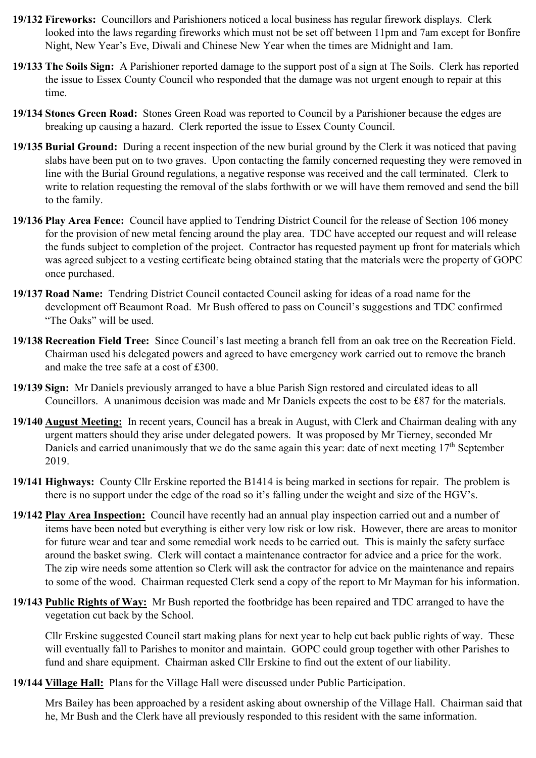**19/132 Fireworks:** Councillors and Parishioners noticed a local business has regular firework displays. Clerk looked into the laws regarding fireworks which must not be set off between 11pm and 7am except for Bonfire Night, New Year's Eve, Diwali and Chinese New Year when the times are Midnight and 1am.

**19/133 The Soils Sign:** A Parishioner reported damage to the support post of a sign at The Soils. Clerk has reported the issue to Essex County Council who responded that the damage was not urgent enough to repair at this time.

**19/134 Stones Green Road:** Stones Green Road was reported to Council by a Parishioner because the edges are breaking up causing a hazard. Clerk reported the issue to Essex County Council.

**19/135 Burial Ground:** During a recent inspection of the new burial ground by the Clerk it was noticed that paving slabs have been put on to two graves. Upon contacting the family concerned requesting they were removed in line with the Burial Ground regulations, a negative response was received and the call terminated. Clerk to write to relation requesting the removal of the slabs forthwith or we will have them removed and send the bill to the family.

**19/136 Play Area Fence:** Council have applied to Tendring District Council for the release of Section 106 money for the provision of new metal fencing around the play area. TDC have accepted our request and will release the funds subject to completion of the project. Contractor has requested payment up front for materials which was agreed subject to a vesting certificate being obtained stating that the materials were the property of GOPC once purchased.

**19/137 Road Name:** Tendring District Council contacted Council asking for ideas of a road name for the development off Beaumont Road. Mr Bush offered to pass on Council's suggestions and TDC confirmed "The Oaks" will be used.

**19/138 Recreation Field Tree:** Since Council's last meeting a branch fell from an oak tree on the Recreation Field. Chairman used his delegated powers and agreed to have emergency work carried out to remove the branch and make the tree safe at a cost of £300.

**19/139 Sign:** Mr Daniels previously arranged to have a blue Parish Sign restored and circulated ideas to all Councillors. A unanimous decision was made and Mr Daniels expects the cost to be £87 for the materials.

**19/140 <u>August Meeting:</u>** In recent years, Council has a break in August, with Clerk and Chairman dealing with any urgent matters should they arise under delegated powers. It was proposed by Mr Tierney, seconded Mr Daniels and carried unanimously that we do the same again this year: date of next meeting 17th September 2019.

**19/141 Highways:** County Cllr Erskine reported the B1414 is being marked in sections for repair. The problem is there is no support under the edge of the road so it's falling under the weight and size of the HGV's.

**19/142 <u>Play Area Inspection:</u>** Council have recently had an annual play inspection carried out and a number of items have been noted but everything is either very low risk or low risk. However, there are areas to monitor for future wear and tear and some remedial work needs to be carried out. This is mainly the safety surface around the basket swing. Clerk will contact a maintenance contractor for advice and a price for the work. The zip wire needs some attention so Clerk will ask the contractor for advice on the maintenance and repairs to some of the wood. Chairman requested Clerk send a copy of the report to Mr Mayman for his information.

**19/143 <u>Public Rights of Way:</u>** Mr Bush reported the footbridge has been repaired and TDC arranged to have the vegetation cut back by the School.

Cllr Erskine suggested Council start making plans for next year to help cut back public rights of way. These will eventually fall to Parishes to monitor and maintain. GOPC could group together with other Parishes to fund and share equipment. Chairman asked Cllr Erskine to find out the extent of our liability.

**19/144 <u>Village Hall:</u>** Plans for the Village Hall were discussed under Public Participation.

Mrs Bailey has been approached by a resident asking about ownership of the Village Hall. Chairman said that he, Mr Bush and the Clerk have all previously responded to this resident with the same information.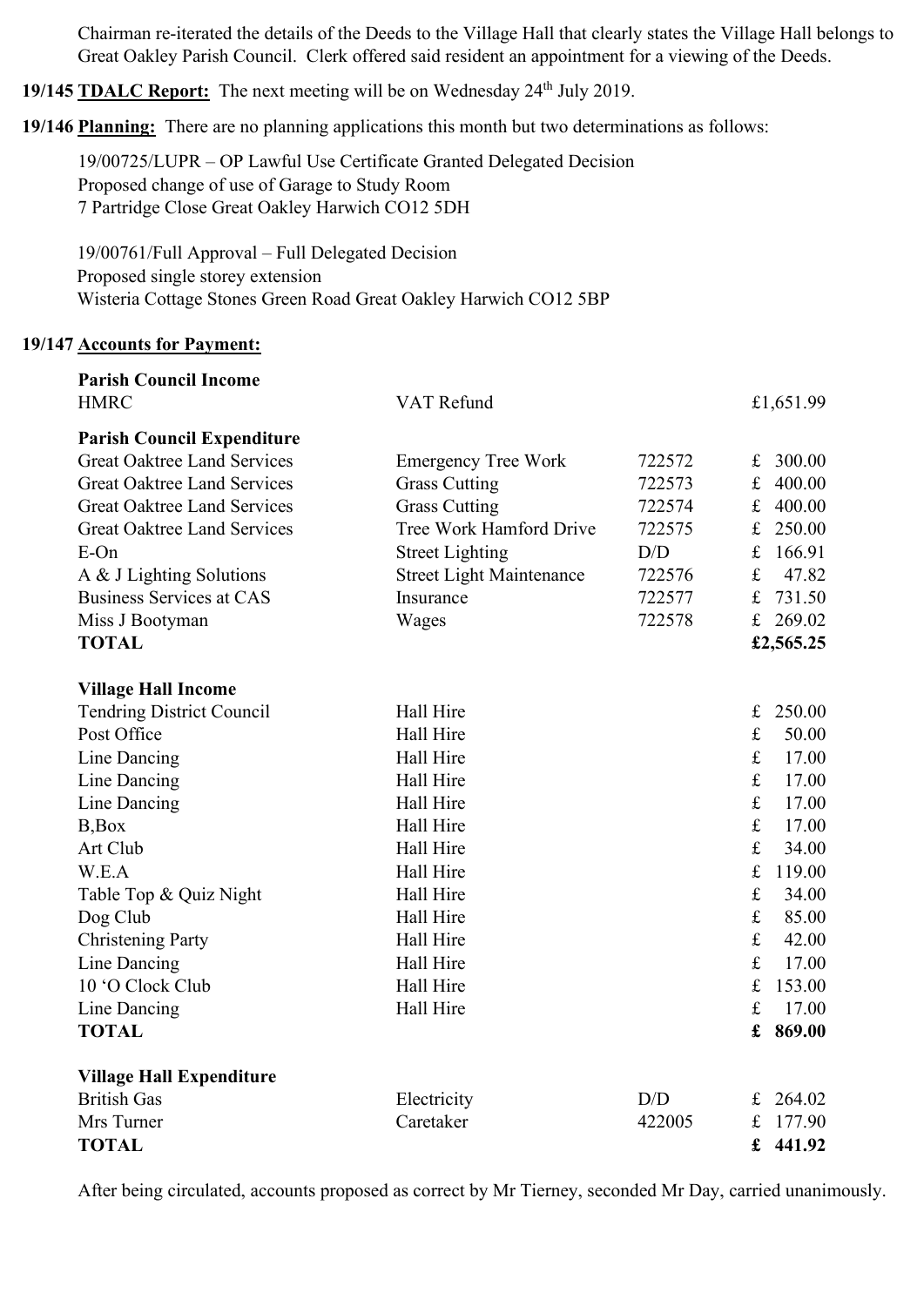Chairman re-iterated the details of the Deeds to the Village Hall that clearly states the Village Hall belongs to Great Oakley Parish Council. Clerk offered said resident an appointment for a viewing of the Deeds.

**19/145 TDALC Report:** The next meeting will be on Wednesday 24th July 2019.

**19/146 Planning:** There are no planning applications this month but two determinations as follows:

19/00725/LUPR – OP Lawful Use Certificate Granted Delegated Decision
Proposed change of use of Garage to Study Room
7 Partridge Close Great Oakley Harwich CO12 5DH

19/00761/Full Approval – Full Delegated Decision
Proposed single storey extension
Wisteria Cottage Stones Green Road Great Oakley Harwich CO12 5BP

**19/147 Accounts for Payment:**

| **Parish Council Income** | | | |
|---|---|---|---|
| HMRC | VAT Refund | | £1,651.99 |
| **Parish Council Expenditure** | | | |
| Great Oaktree Land Services | Emergency Tree Work | 722572 | £ 300.00 |
| Great Oaktree Land Services | Grass Cutting | 722573 | £ 400.00 |
| Great Oaktree Land Services | Grass Cutting | 722574 | £ 400.00 |
| Great Oaktree Land Services | Tree Work Hamford Drive | 722575 | £ 250.00 |
| E-On | Street Lighting | D/D | £ 166.91 |
| A & J Lighting Solutions | Street Light Maintenance | 722576 | £ 47.82 |
| Business Services at CAS | Insurance | 722577 | £ 731.50 |
| Miss J Bootyman | Wages | 722578 | £ 269.02 |
| **TOTAL** | | | **£2,565.25** |
| **Village Hall Income** | | | |
| Tendring District Council | Hall Hire | | £ 250.00 |
| Post Office | Hall Hire | | £ 50.00 |
| Line Dancing | Hall Hire | | £ 17.00 |
| Line Dancing | Hall Hire | | £ 17.00 |
| Line Dancing | Hall Hire | | £ 17.00 |
| B,Box | Hall Hire | | £ 17.00 |
| Art Club | Hall Hire | | £ 34.00 |
| W.E.A | Hall Hire | | £ 119.00 |
| Table Top & Quiz Night | Hall Hire | | £ 34.00 |
| Dog Club | Hall Hire | | £ 85.00 |
| Christening Party | Hall Hire | | £ 42.00 |
| Line Dancing | Hall Hire | | £ 17.00 |
| 10 'O Clock Club | Hall Hire | | £ 153.00 |
| Line Dancing | Hall Hire | | £ 17.00 |
| **TOTAL** | | | **£ 869.00** |
| **Village Hall Expenditure** | | | |
| British Gas | Electricity | D/D | £ 264.02 |
| Mrs Turner | Caretaker | 422005 | £ 177.90 |
| **TOTAL** | | | **£ 441.92** |

After being circulated, accounts proposed as correct by Mr Tierney, seconded Mr Day, carried unanimously.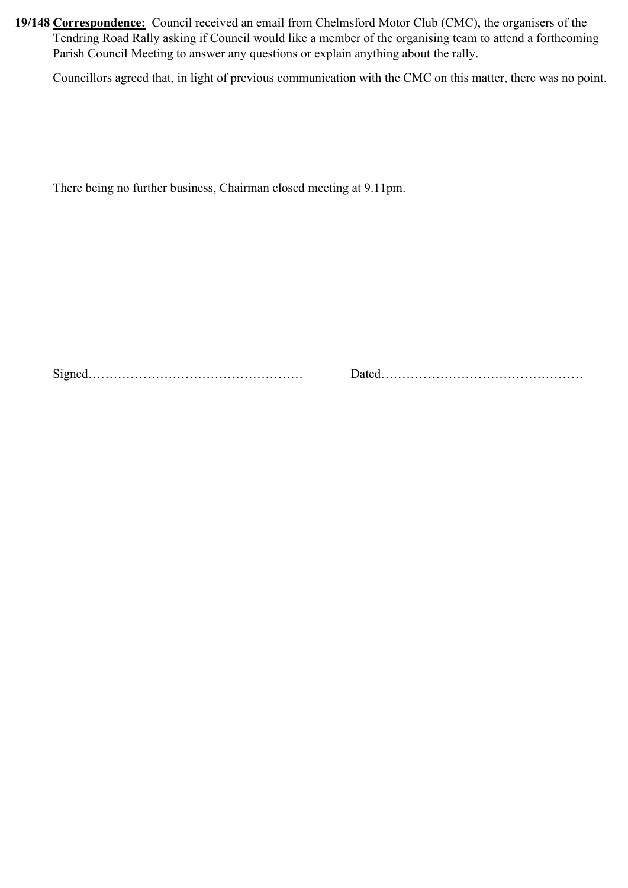**19/148** **Correspondence:** Council received an email from Chelmsford Motor Club (CMC), the organisers of the Tendring Road Rally asking if Council would like a member of the organising team to attend a forthcoming Parish Council Meeting to answer any questions or explain anything about the rally.

Councillors agreed that, in light of previous communication with the CMC on this matter, there was no point.

There being no further business, Chairman closed meeting at 9.11pm.

Signed…………………………………………… Dated…………………………………………